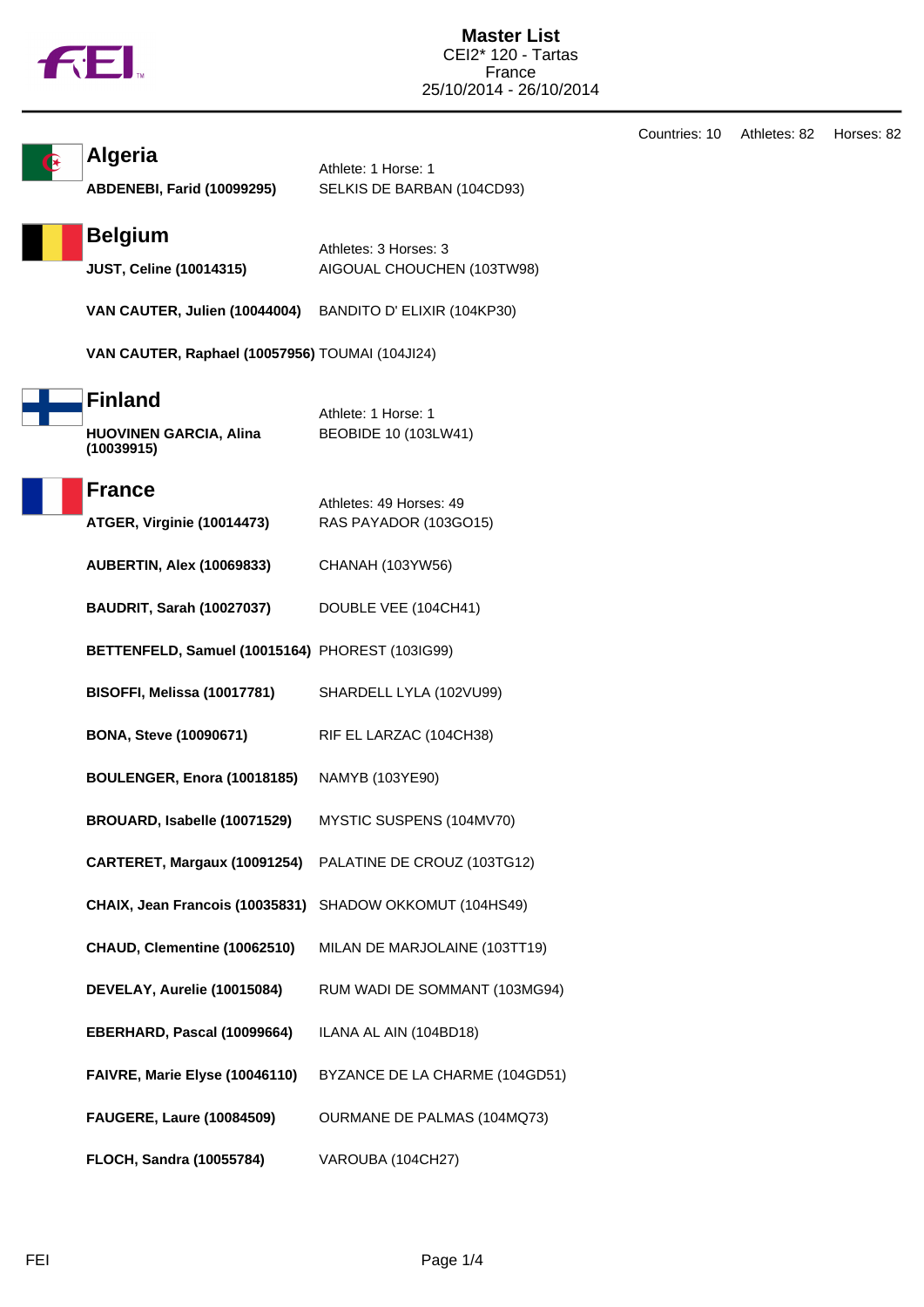# Master List

CEI2* 120 - Tartas
France
25/10/2014 - 26/10/2014

Countries: 10 Athletes: 82 Horses: 82

## Algeria

Athlete: 1 Horse: 1

| Athlete | Horse |
|---|---|
| **ABDENEBI, Farid (10099295)** | SELKIS DE BARBAN (104CD93) |

## Belgium

Athletes: 3 Horses: 3

| Athlete | Horse |
|---|---|
| **JUST, Celine (10014315)** | AIGOUAL CHOUCHEN (103TW98) |
| **VAN CAUTER, Julien (10044004)** | BANDITO D' ELIXIR (104KP30) |
| **VAN CAUTER, Raphael (10057956)** | TOUMAI (104JI24) |

## Finland

Athlete: 1 Horse: 1

| Athlete | Horse |
|---|---|
| **HUOVINEN GARCIA, Alina (10039915)** | BEOBIDE 10 (103LW41) |

## France

Athletes: 49 Horses: 49

| Athlete | Horse |
|---|---|
| **ATGER, Virginie (10014473)** | RAS PAYADOR (103GO15) |
| **AUBERTIN, Alex (10069833)** | CHANAH (103YW56) |
| **BAUDRIT, Sarah (10027037)** | DOUBLE VEE (104CH41) |
| **BETTENFELD, Samuel (10015164)** | PHOREST (103IG99) |
| **BISOFFI, Melissa (10017781)** | SHARDELL LYLA (102VU99) |
| **BONA, Steve (10090671)** | RIF EL LARZAC (104CH38) |
| **BOULENGER, Enora (10018185)** | NAMYB (103YE90) |
| **BROUARD, Isabelle (10071529)** | MYSTIC SUSPENS (104MV70) |
| **CARTERET, Margaux (10091254)** | PALATINE DE CROUZ (103TG12) |
| **CHAIX, Jean Francois (10035831)** | SHADOW OKKOMUT (104HS49) |
| **CHAUD, Clementine (10062510)** | MILAN DE MARJOLAINE (103TT19) |
| **DEVELAY, Aurelie (10015084)** | RUM WADI DE SOMMANT (103MG94) |
| **EBERHARD, Pascal (10099664)** | ILANA AL AIN (104BD18) |
| **FAIVRE, Marie Elyse (10046110)** | BYZANCE DE LA CHARME (104GD51) |
| **FAUGERE, Laure (10084509)** | OURMANE DE PALMAS (104MQ73) |
| **FLOCH, Sandra (10055784)** | VAROUBA (104CH27) |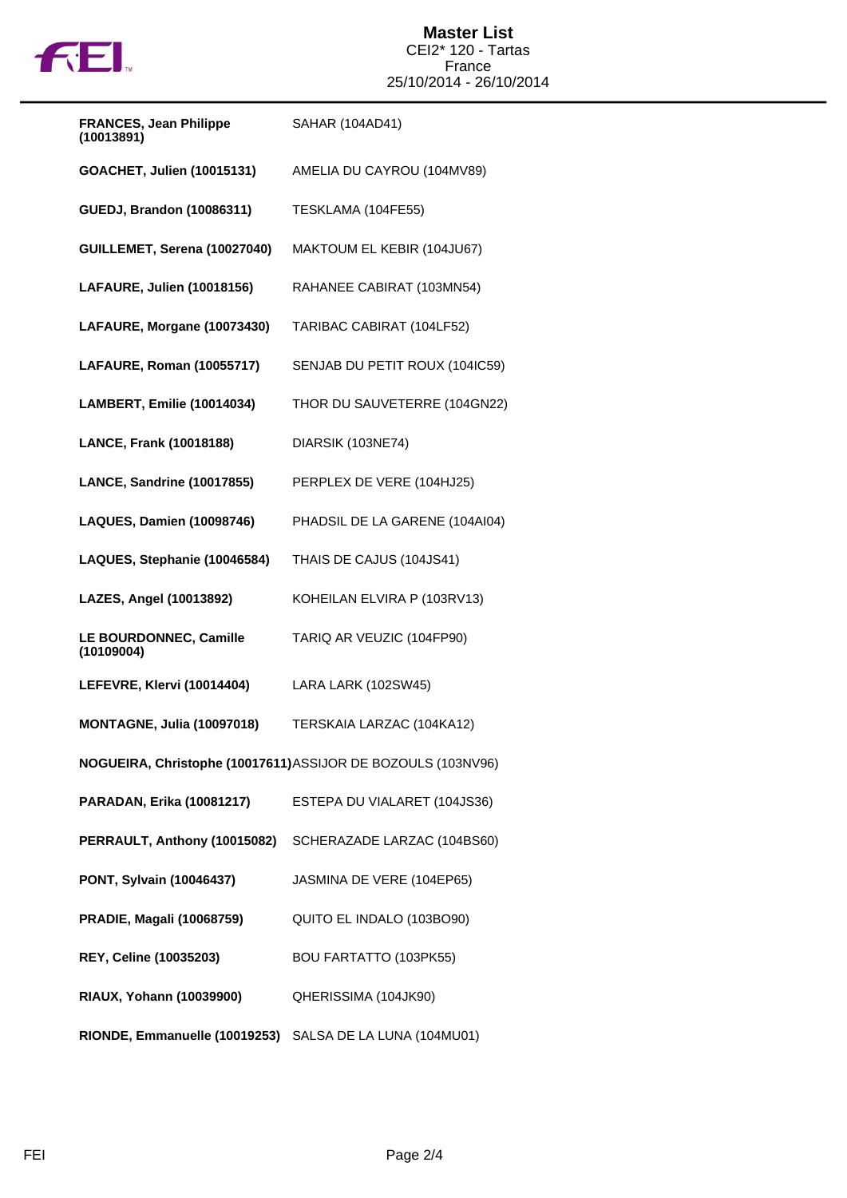# Master List

CEI2* 120 - Tartas
France
25/10/2014 - 26/10/2014

| Rider | Horse |
|---|---|
| **FRANCES, Jean Philippe (10013891)** | SAHAR (104AD41) |
| **GOACHET, Julien (10015131)** | AMELIA DU CAYROU (104MV89) |
| **GUEDJ, Brandon (10086311)** | TESKLAMA (104FE55) |
| **GUILLEMET, Serena (10027040)** | MAKTOUM EL KEBIR (104JU67) |
| **LAFAURE, Julien (10018156)** | RAHANEE CABIRAT (103MN54) |
| **LAFAURE, Morgane (10073430)** | TARIBAC CABIRAT (104LF52) |
| **LAFAURE, Roman (10055717)** | SENJAB DU PETIT ROUX (104IC59) |
| **LAMBERT, Emilie (10014034)** | THOR DU SAUVETERRE (104GN22) |
| **LANCE, Frank (10018188)** | DIARSIK (103NE74) |
| **LANCE, Sandrine (10017855)** | PERPLEX DE VERE (104HJ25) |
| **LAQUES, Damien (10098746)** | PHADSIL DE LA GARENE (104AI04) |
| **LAQUES, Stephanie (10046584)** | THAIS DE CAJUS (104JS41) |
| **LAZES, Angel (10013892)** | KOHEILAN ELVIRA P (103RV13) |
| **LE BOURDONNEC, Camille (10109004)** | TARIQ AR VEUZIC (104FP90) |
| **LEFEVRE, Klervi (10014404)** | LARA LARK (102SW45) |
| **MONTAGNE, Julia (10097018)** | TERSKAIA LARZAC (104KA12) |
| **NOGUEIRA, Christophe (10017611)** | ASSIJOR DE BOZOULS (103NV96) |
| **PARADAN, Erika (10081217)** | ESTEPA DU VIALARET (104JS36) |
| **PERRAULT, Anthony (10015082)** | SCHERAZADE LARZAC (104BS60) |
| **PONT, Sylvain (10046437)** | JASMINA DE VERE (104EP65) |
| **PRADIE, Magali (10068759)** | QUITO EL INDALO (103BO90) |
| **REY, Celine (10035203)** | BOU FARTATTO (103PK55) |
| **RIAUX, Yohann (10039900)** | QHERISSIMA (104JK90) |
| **RIONDE, Emmanuelle (10019253)** | SALSA DE LA LUNA (104MU01) |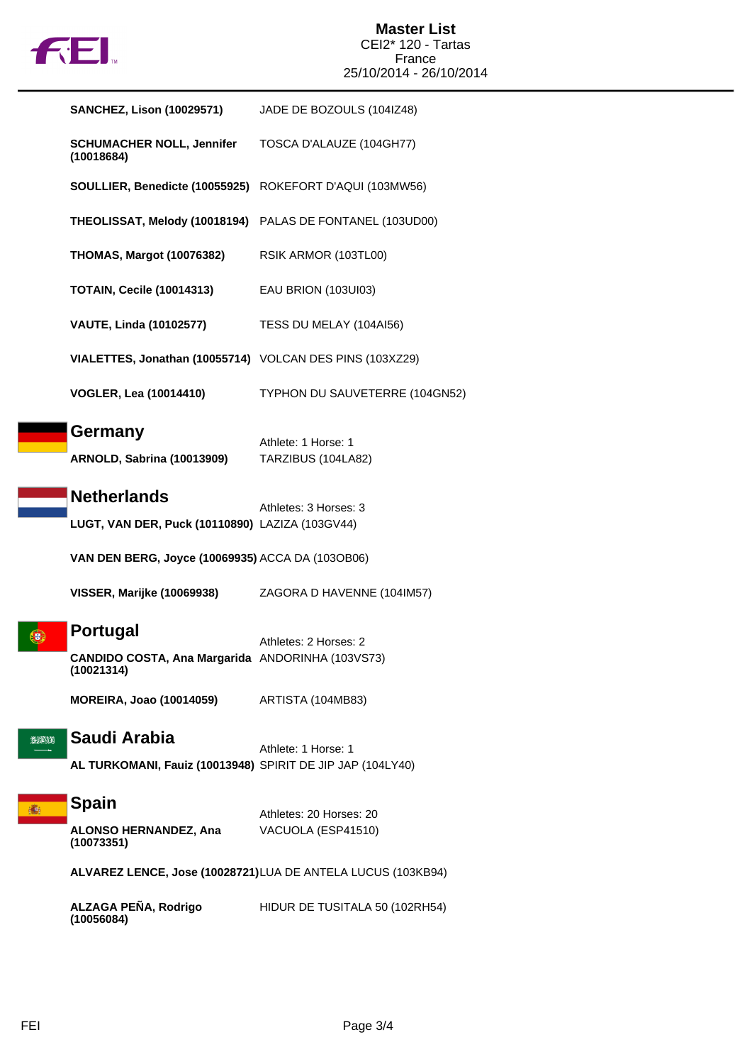# Master List

CEI2* 120 - Tartas
France
25/10/2014 - 26/10/2014

| | |
|---|---|
| **SANCHEZ, Lison (10029571)** | JADE DE BOZOULS (104IZ48) |
| **SCHUMACHER NOLL, Jennifer (10018684)** | TOSCA D'ALAUZE (104GH77) |
| **SOULLIER, Benedicte (10055925)** | ROKEFORT D'AQUI (103MW56) |
| **THEOLISSAT, Melody (10018194)** | PALAS DE FONTANEL (103UD00) |
| **THOMAS, Margot (10076382)** | RSIK ARMOR (103TL00) |
| **TOTAIN, Cecile (10014313)** | EAU BRION (103UI03) |
| **VAUTE, Linda (10102577)** | TESS DU MELAY (104AI56) |
| **VIALETTES, Jonathan (10055714)** | VOLCAN DES PINS (103XZ29) |
| **VOGLER, Lea (10014410)** | TYPHON DU SAUVETERRE (104GN52) |

## Germany

Athlete: 1 Horse: 1

| | |
|---|---|
| **ARNOLD, Sabrina (10013909)** | TARZIBUS (104LA82) |

## Netherlands

Athletes: 3 Horses: 3

| | |
|---|---|
| **LUGT, VAN DER, Puck (10110890)** | LAZIZA (103GV44) |
| **VAN DEN BERG, Joyce (10069935)** | ACCA DA (103OB06) |
| **VISSER, Marijke (10069938)** | ZAGORA D HAVENNE (104IM57) |

## Portugal

Athletes: 2 Horses: 2

| | |
|---|---|
| **CANDIDO COSTA, Ana Margarida (10021314)** | ANDORINHA (103VS73) |
| **MOREIRA, Joao (10014059)** | ARTISTA (104MB83) |

## Saudi Arabia

Athlete: 1 Horse: 1

| | |
|---|---|
| **AL TURKOMANI, Fauiz (10013948)** | SPIRIT DE JIP JAP (104LY40) |

## Spain

Athletes: 20 Horses: 20

| | |
|---|---|
| **ALONSO HERNANDEZ, Ana (10073351)** | VACUOLA (ESP41510) |
| **ALVAREZ LENCE, Jose (10028721)** | LUA DE ANTELA LUCUS (103KB94) |
| **ALZAGA PEÑA, Rodrigo (10056084)** | HIDUR DE TUSITALA 50 (102RH54) |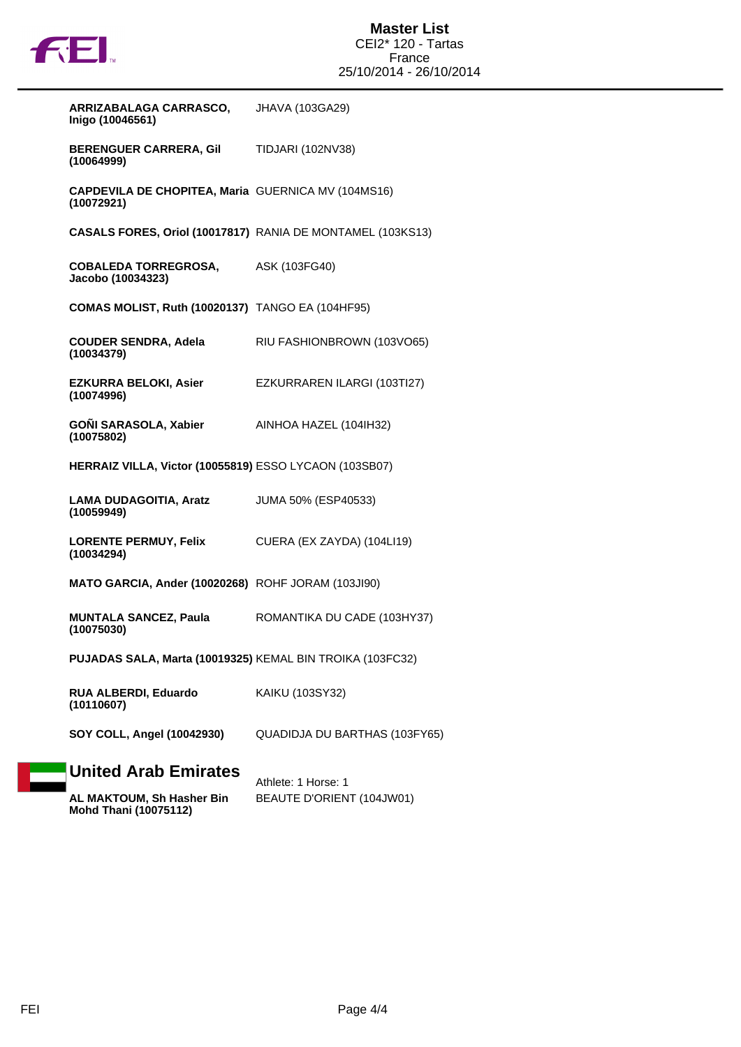| Athlete | Horse |
| --- | --- |
| **ARRIZABALAGA CARRASCO, Inigo (10046561)** | JHAVA (103GA29) |
| **BERENGUER CARRERA, Gil (10064999)** | TIDJARI (102NV38) |
| **CAPDEVILA DE CHOPITEA, Maria (10072921)** | GUERNICA MV (104MS16) |
| **CASALS FORES, Oriol (10017817)** | RANIA DE MONTAMEL (103KS13) |
| **COBALEDA TORREGROSA, Jacobo (10034323)** | ASK (103FG40) |
| **COMAS MOLIST, Ruth (10020137)** | TANGO EA (104HF95) |
| **COUDER SENDRA, Adela (10034379)** | RIU FASHIONBROWN (103VO65) |
| **EZKURRA BELOKI, Asier (10074996)** | EZKURRAREN ILARGI (103TI27) |
| **GOÑI SARASOLA, Xabier (10075802)** | AINHOA HAZEL (104IH32) |
| **HERRAIZ VILLA, Victor (10055819)** | ESSO LYCAON (103SB07) |
| **LAMA DUDAGOITIA, Aratz (10059949)** | JUMA 50% (ESP40533) |
| **LORENTE PERMUY, Felix (10034294)** | CUERA (EX ZAYDA) (104LI19) |
| **MATO GARCIA, Ander (10020268)** | ROHF JORAM (103JI90) |
| **MUNTALA SANCEZ, Paula (10075030)** | ROMANTIKA DU CADE (103HY37) |
| **PUJADAS SALA, Marta (10019325)** | KEMAL BIN TROIKA (103FC32) |
| **RUA ALBERDI, Eduardo (10110607)** | KAIKU (103SY32) |
| **SOY COLL, Angel (10042930)** | QUADIDJA DU BARTHAS (103FY65) |

## United Arab Emirates

Athlete: 1 Horse: 1

| Athlete | Horse |
| --- | --- |
| **AL MAKTOUM, Sh Hasher Bin Mohd Thani (10075112)** | BEAUTE D'ORIENT (104JW01) |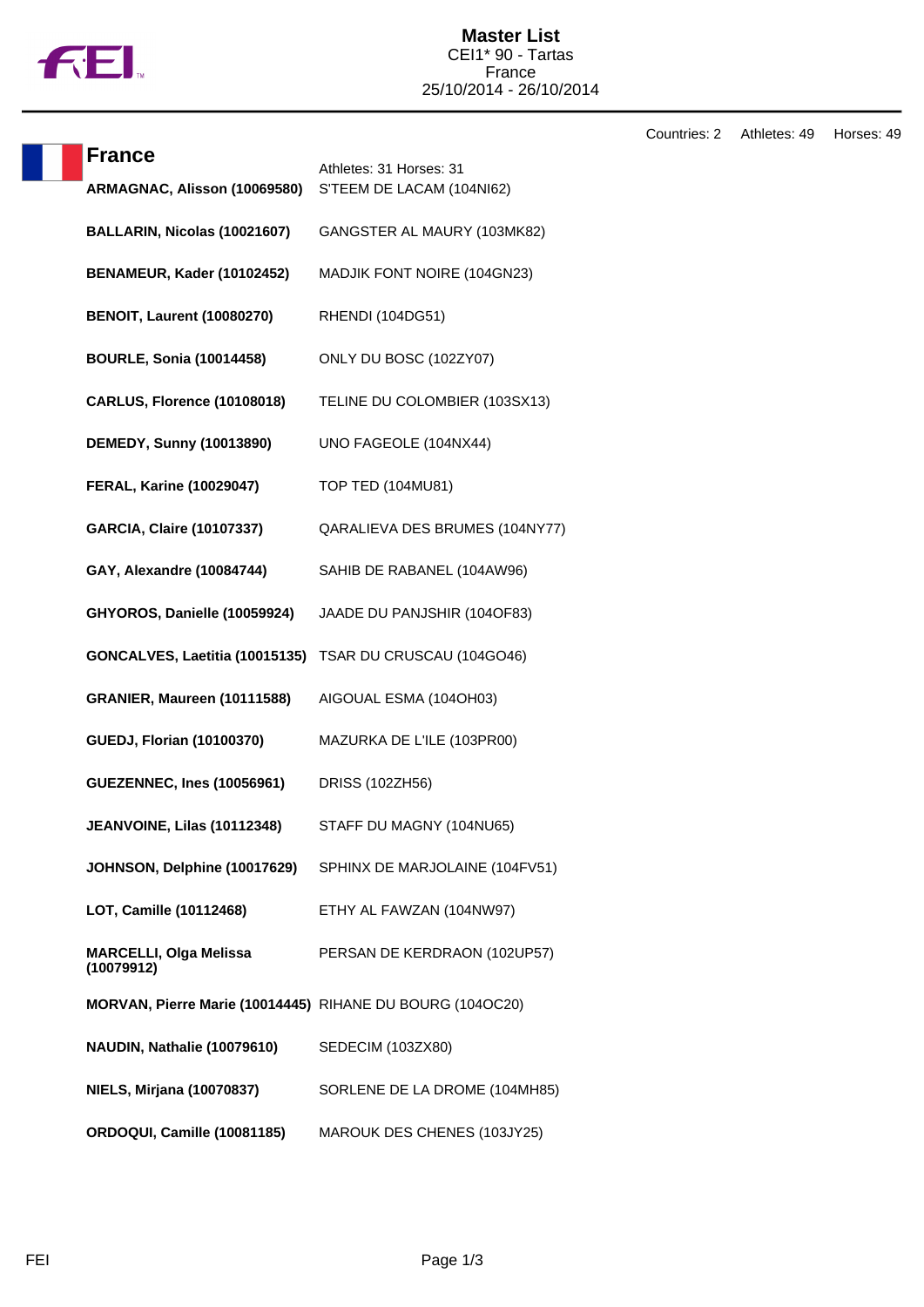# Master List

CEI1* 90 - Tartas
France
25/10/2014 - 26/10/2014

Countries: 2 Athletes: 49 Horses: 49

## France

Athletes: 31 Horses: 31

| Athlete | Horse |
|---|---|
| **ARMAGNAC, Alisson (10069580)** | S'TEEM DE LACAM (104NI62) |
| **BALLARIN, Nicolas (10021607)** | GANGSTER AL MAURY (103MK82) |
| **BENAMEUR, Kader (10102452)** | MADJIK FONT NOIRE (104GN23) |
| **BENOIT, Laurent (10080270)** | RHENDI (104DG51) |
| **BOURLE, Sonia (10014458)** | ONLY DU BOSC (102ZY07) |
| **CARLUS, Florence (10108018)** | TELINE DU COLOMBIER (103SX13) |
| **DEMEDY, Sunny (10013890)** | UNO FAGEOLE (104NX44) |
| **FERAL, Karine (10029047)** | TOP TED (104MU81) |
| **GARCIA, Claire (10107337)** | QARALIEVA DES BRUMES (104NY77) |
| **GAY, Alexandre (10084744)** | SAHIB DE RABANEL (104AW96) |
| **GHYOROS, Danielle (10059924)** | JAADE DU PANJSHIR (104OF83) |
| **GONCALVES, Laetitia (10015135)** | TSAR DU CRUSCAU (104GO46) |
| **GRANIER, Maureen (10111588)** | AIGOUAL ESMA (104OH03) |
| **GUEDJ, Florian (10100370)** | MAZURKA DE L'ILE (103PR00) |
| **GUEZENNEC, Ines (10056961)** | DRISS (102ZH56) |
| **JEANVOINE, Lilas (10112348)** | STAFF DU MAGNY (104NU65) |
| **JOHNSON, Delphine (10017629)** | SPHINX DE MARJOLAINE (104FV51) |
| **LOT, Camille (10112468)** | ETHY AL FAWZAN (104NW97) |
| **MARCELLI, Olga Melissa (10079912)** | PERSAN DE KERDRAON (102UP57) |
| **MORVAN, Pierre Marie (10014445)** | RIHANE DU BOURG (104OC20) |
| **NAUDIN, Nathalie (10079610)** | SEDECIM (103ZX80) |
| **NIELS, Mirjana (10070837)** | SORLENE DE LA DROME (104MH85) |
| **ORDOQUI, Camille (10081185)** | MAROUK DES CHENES (103JY25) |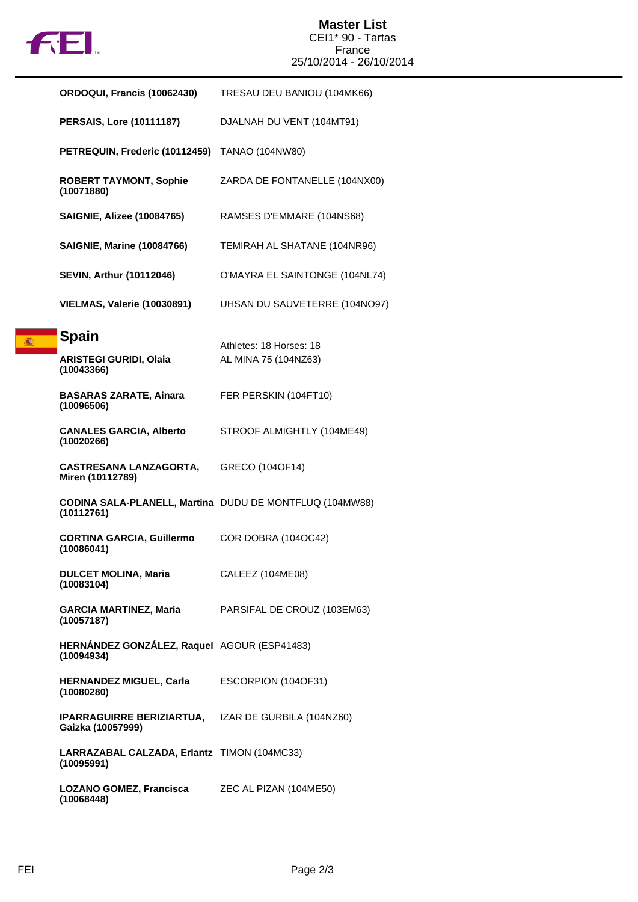| | |
|---|---|
| **ORDOQUI, Francis (10062430)** | TRESAU DEU BANIOU (104MK66) |
| **PERSAIS, Lore (10111187)** | DJALNAH DU VENT (104MT91) |
| **PETREQUIN, Frederic (10112459)** | TANAO (104NW80) |
| **ROBERT TAYMONT, Sophie (10071880)** | ZARDA DE FONTANELLE (104NX00) |
| **SAIGNIE, Alizee (10084765)** | RAMSES D'EMMARE (104NS68) |
| **SAIGNIE, Marine (10084766)** | TEMIRAH AL SHATANE (104NR96) |
| **SEVIN, Arthur (10112046)** | O'MAYRA EL SAINTONGE (104NL74) |
| **VIELMAS, Valerie (10030891)** | UHSAN DU SAUVETERRE (104NO97) |

## Spain

Athletes: 18 Horses: 18

| | |
|---|---|
| **ARISTEGI GURIDI, Olaia (10043366)** | AL MINA 75 (104NZ63) |
| **BASARAS ZARATE, Ainara (10096506)** | FER PERSKIN (104FT10) |
| **CANALES GARCIA, Alberto (10020266)** | STROOF ALMIGHTLY (104ME49) |
| **CASTRESANA LANZAGORTA, Miren (10112789)** | GRECO (104OF14) |
| **CODINA SALA-PLANELL, Martina (10112761)** | DUDU DE MONTFLUQ (104MW88) |
| **CORTINA GARCIA, Guillermo (10086041)** | COR DOBRA (104OC42) |
| **DULCET MOLINA, Maria (10083104)** | CALEEZ (104ME08) |
| **GARCIA MARTINEZ, Maria (10057187)** | PARSIFAL DE CROUZ (103EM63) |
| **HERNÁNDEZ GONZÁLEZ, Raquel (10094934)** | AGOUR (ESP41483) |
| **HERNANDEZ MIGUEL, Carla (10080280)** | ESCORPION (104OF31) |
| **IPARRAGUIRRE BERIZIARTUA, Gaizka (10057999)** | IZAR DE GURBILA (104NZ60) |
| **LARRAZABAL CALZADA, Erlantz (10095991)** | TIMON (104MC33) |
| **LOZANO GOMEZ, Francisca (10068448)** | ZEC AL PIZAN (104ME50) |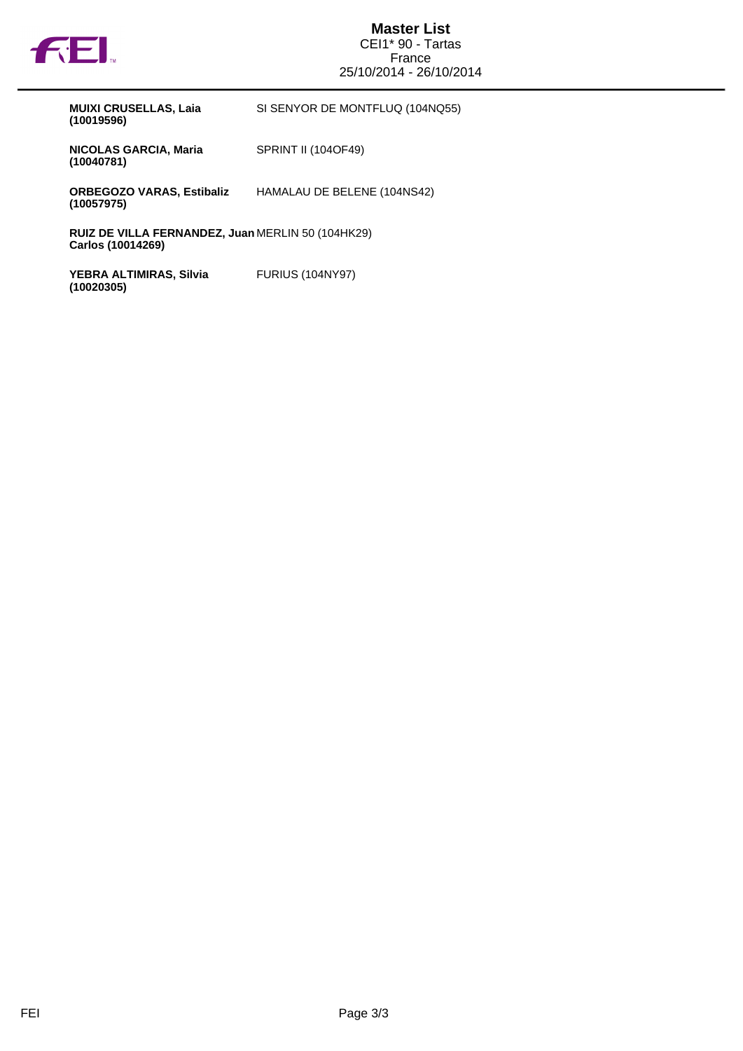**Master List**
CEI1* 90 - Tartas
France
25/10/2014 - 26/10/2014

| | |
|---|---|
| **MUIXI CRUSELLAS, Laia (10019596)** | SI SENYOR DE MONTFLUQ (104NQ55) |
| **NICOLAS GARCIA, Maria (10040781)** | SPRINT II (104OF49) |
| **ORBEGOZO VARAS, Estibaliz (10057975)** | HAMALAU DE BELENE (104NS42) |
| **RUIZ DE VILLA FERNANDEZ, Juan Carlos (10014269)** | MERLIN 50 (104HK29) |
| **YEBRA ALTIMIRAS, Silvia (10020305)** | FURIUS (104NY97) |